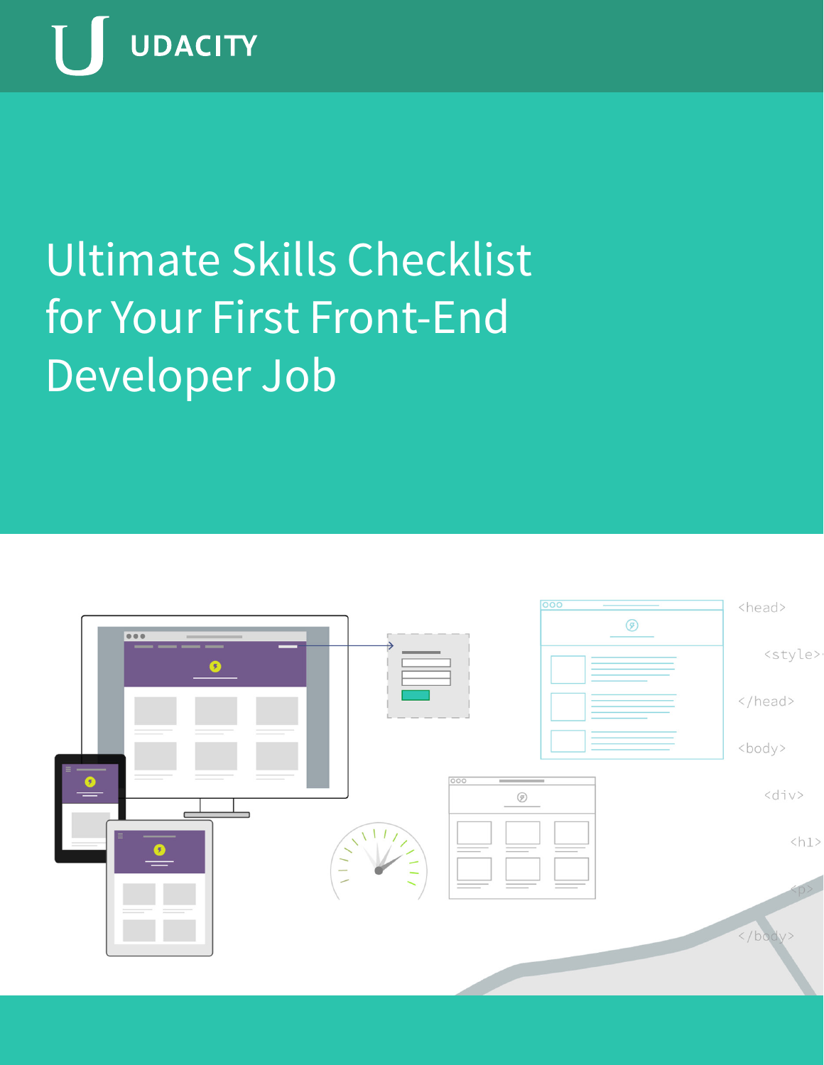UDACITY

# Ultimate Skills Checklist for Your First Front-End Developer Job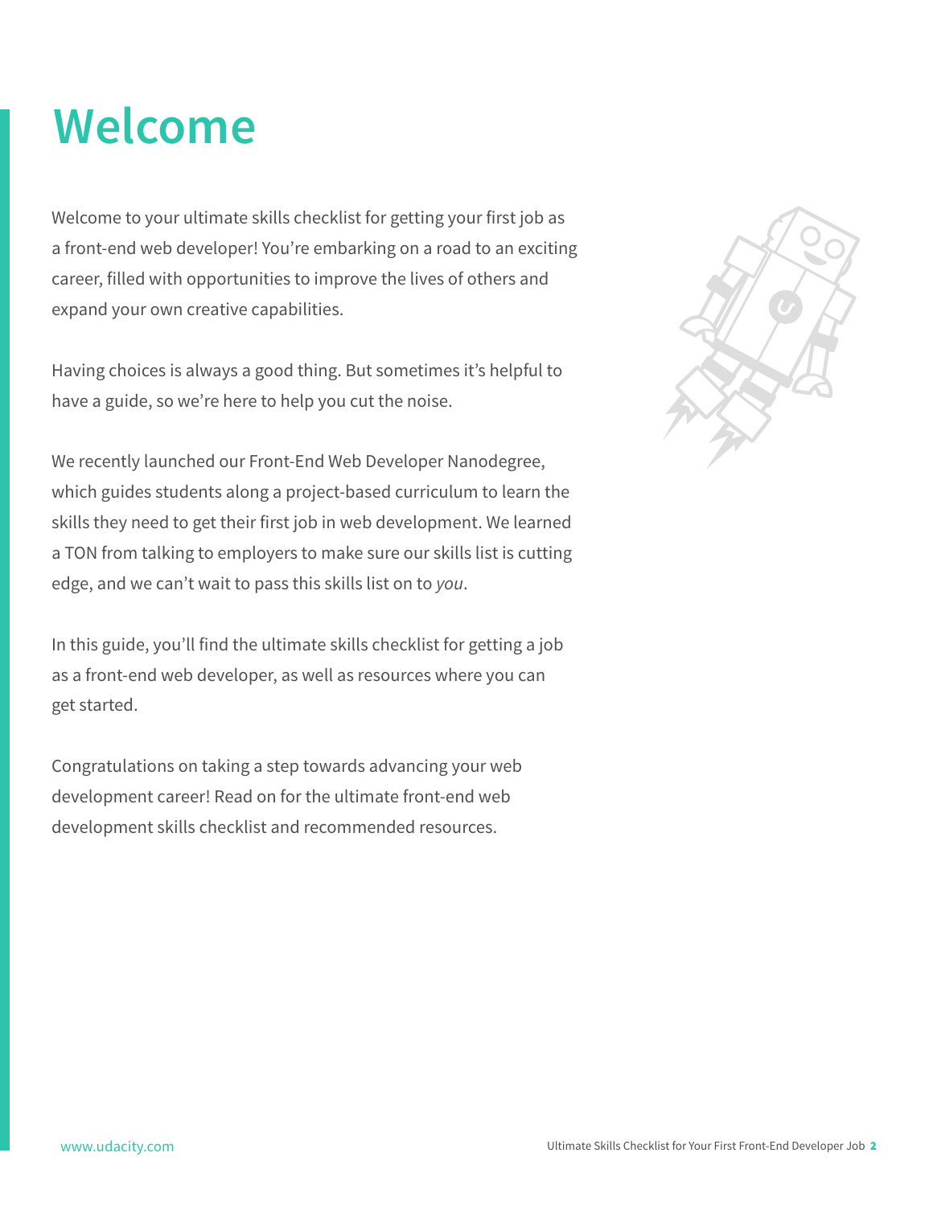# Welcome

Welcome to your ultimate skills checklist for getting your first job as a front-end web developer! You're embarking on a road to an exciting career, filled with opportunities to improve the lives of others and expand your own creative capabilities.

Having choices is always a good thing. But sometimes it's helpful to have a guide, so we're here to help you cut the noise.

We recently launched our Front-End Web Developer Nanodegree, which guides students along a project-based curriculum to learn the skills they need to get their first job in web development. We learned a TON from talking to employers to make sure our skills list is cutting edge, and we can't wait to pass this skills list on to *you*.

In this guide, you'll find the ultimate skills checklist for getting a job as a front-end web developer, as well as resources where you can get started.

Congratulations on taking a step towards advancing your web development career! Read on for the ultimate front-end web development skills checklist and recommended resources.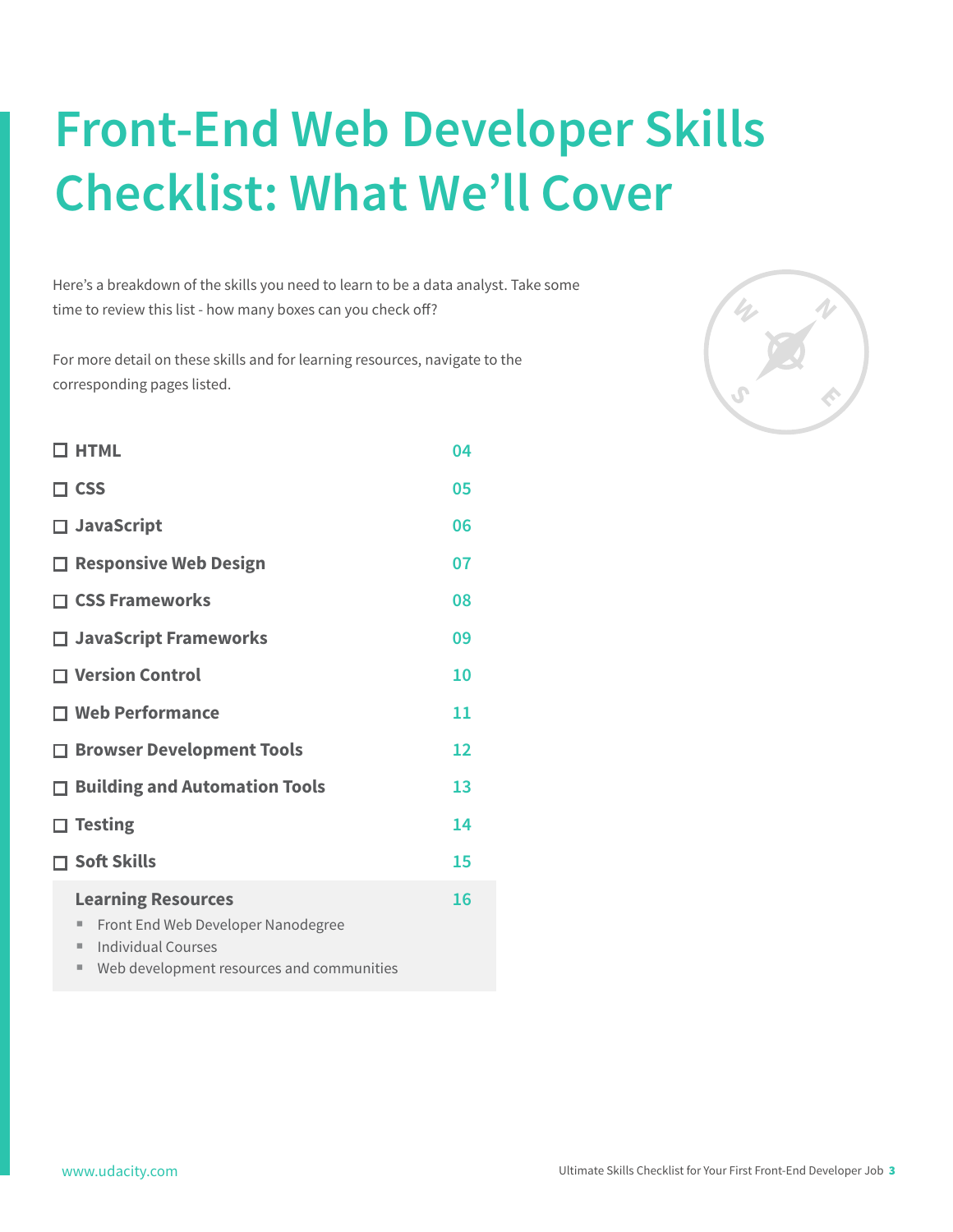# Front-End Web Developer Skills Checklist: What We'll Cover

Here's a breakdown of the skills you need to learn to be a data analyst. Take some time to review this list - how many boxes can you check off?

For more detail on these skills and for learning resources, navigate to the corresponding pages listed.

| Skill | Page |
| --- | --- |
| ☐ **HTML** | 04 |
| ☐ **CSS** | 05 |
| ☐ **JavaScript** | 06 |
| ☐ **Responsive Web Design** | 07 |
| ☐ **CSS Frameworks** | 08 |
| ☐ **JavaScript Frameworks** | 09 |
| ☐ **Version Control** | 10 |
| ☐ **Web Performance** | 11 |
| ☐ **Browser Development Tools** | 12 |
| ☐ **Building and Automation Tools** | 13 |
| ☐ **Testing** | 14 |
| ☐ **Soft Skills** | 15 |

**Learning Resources** 16

- Front End Web Developer Nanodegree
- Individual Courses
- Web development resources and communities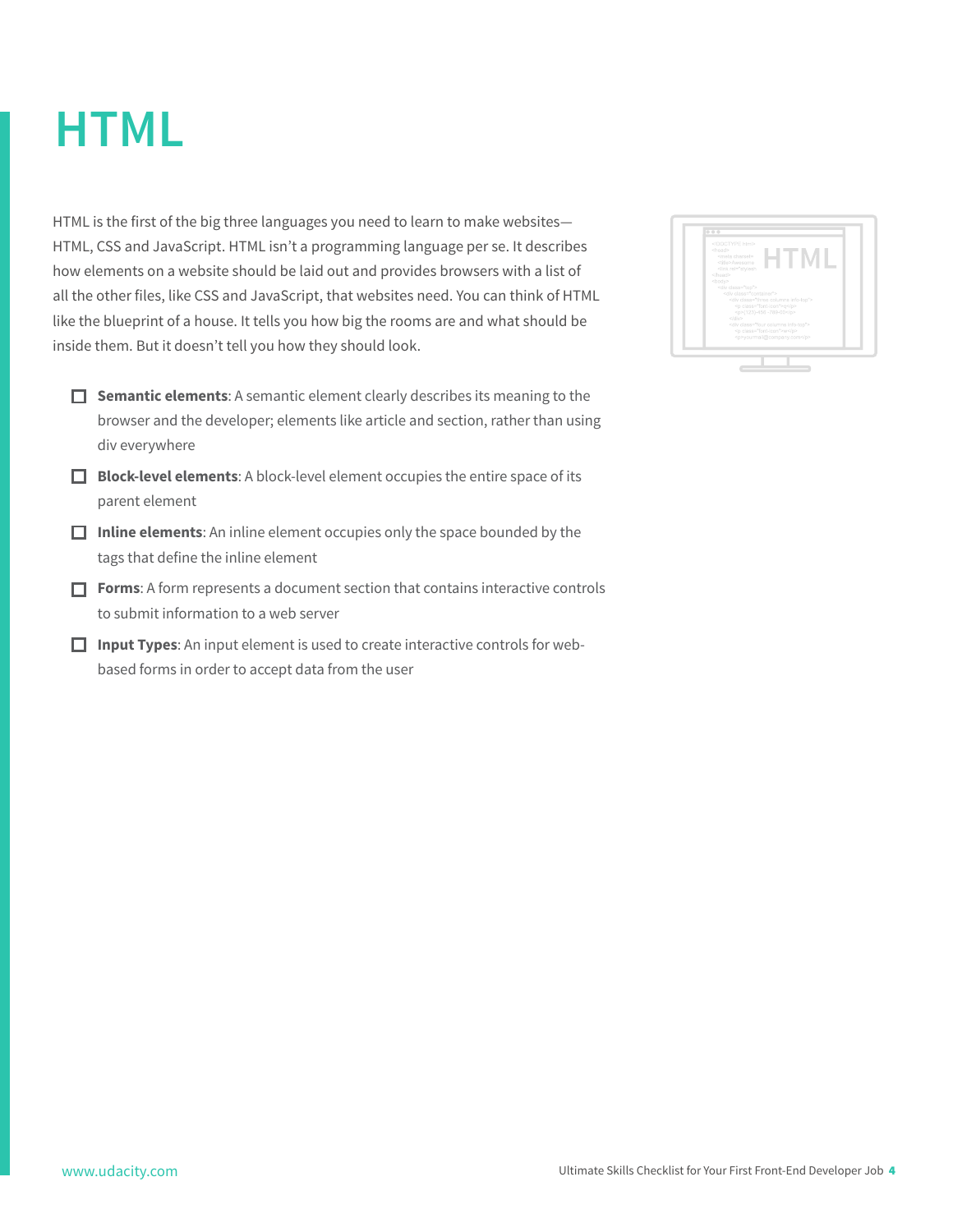# HTML

HTML is the first of the big three languages you need to learn to make websites—HTML, CSS and JavaScript. HTML isn't a programming language per se. It describes how elements on a website should be laid out and provides browsers with a list of all the other files, like CSS and JavaScript, that websites need. You can think of HTML like the blueprint of a house. It tells you how big the rooms are and what should be inside them. But it doesn't tell you how they should look.

- [ ] **Semantic elements**: A semantic element clearly describes its meaning to the browser and the developer; elements like article and section, rather than using div everywhere
- [ ] **Block-level elements**: A block-level element occupies the entire space of its parent element
- [ ] **Inline elements**: An inline element occupies only the space bounded by the tags that define the inline element
- [ ] **Forms**: A form represents a document section that contains interactive controls to submit information to a web server
- [ ] **Input Types**: An input element is used to create interactive controls for web-based forms in order to accept data from the user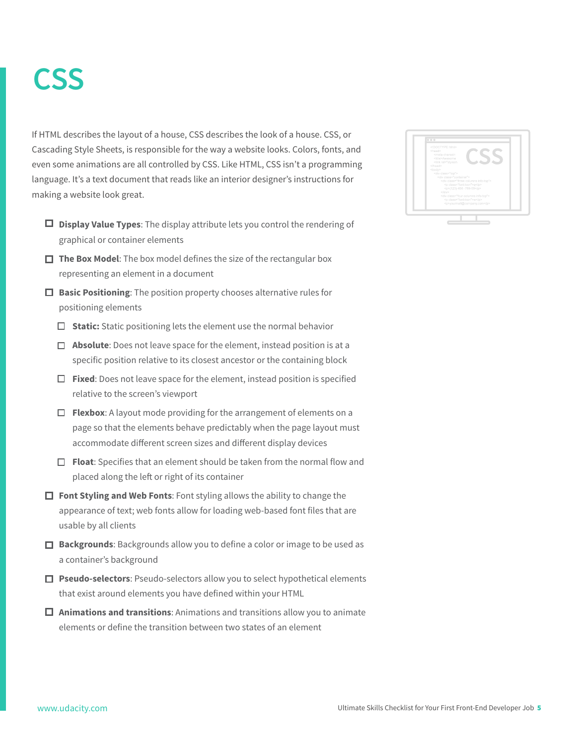# CSS

If HTML describes the layout of a house, CSS describes the look of a house. CSS, or Cascading Style Sheets, is responsible for the way a website looks. Colors, fonts, and even some animations are all controlled by CSS. Like HTML, CSS isn't a programming language. It's a text document that reads like an interior designer's instructions for making a website look great.

- [ ] **Display Value Types**: The display attribute lets you control the rendering of graphical or container elements
- [ ] **The Box Model**: The box model defines the size of the rectangular box representing an element in a document
- [ ] **Basic Positioning**: The position property chooses alternative rules for positioning elements
  - [ ] **Static:** Static positioning lets the element use the normal behavior
  - [ ] **Absolute**: Does not leave space for the element, instead position is at a specific position relative to its closest ancestor or the containing block
  - [ ] **Fixed**: Does not leave space for the element, instead position is specified relative to the screen's viewport
  - [ ] **Flexbox**: A layout mode providing for the arrangement of elements on a page so that the elements behave predictably when the page layout must accommodate different screen sizes and different display devices
  - [ ] **Float**: Specifies that an element should be taken from the normal flow and placed along the left or right of its container
- [ ] **Font Styling and Web Fonts**: Font styling allows the ability to change the appearance of text; web fonts allow for loading web-based font files that are usable by all clients
- [ ] **Backgrounds**: Backgrounds allow you to define a color or image to be used as a container's background
- [ ] **Pseudo-selectors**: Pseudo-selectors allow you to select hypothetical elements that exist around elements you have defined within your HTML
- [ ] **Animations and transitions**: Animations and transitions allow you to animate elements or define the transition between two states of an element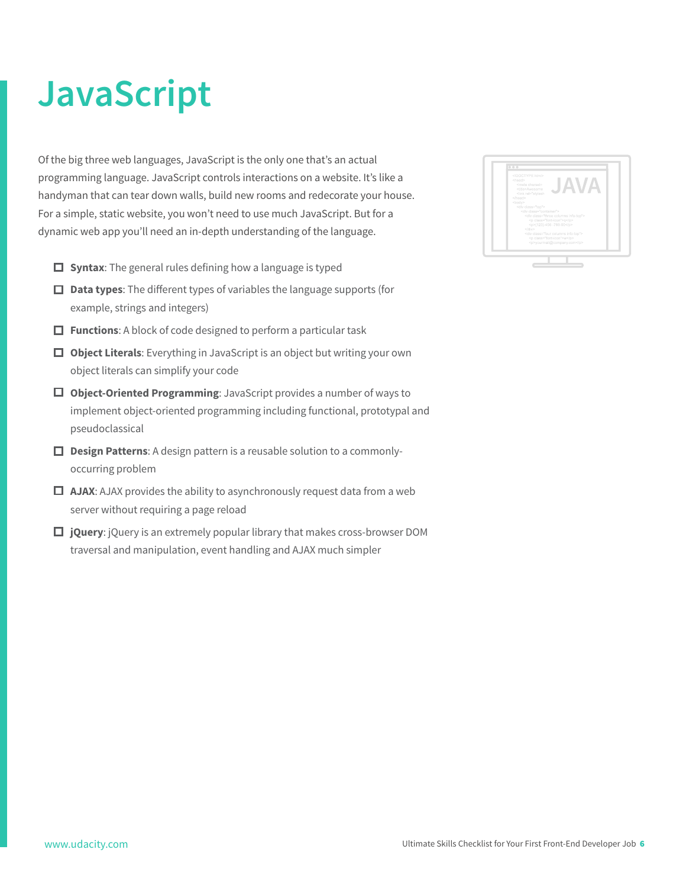# JavaScript

Of the big three web languages, JavaScript is the only one that's an actual programming language. JavaScript controls interactions on a website. It's like a handyman that can tear down walls, build new rooms and redecorate your house. For a simple, static website, you won't need to use much JavaScript. But for a dynamic web app you'll need an in-depth understanding of the language.

- ☐ **Syntax**: The general rules defining how a language is typed
- ☐ **Data types**: The different types of variables the language supports (for example, strings and integers)
- ☐ **Functions**: A block of code designed to perform a particular task
- ☐ **Object Literals**: Everything in JavaScript is an object but writing your own object literals can simplify your code
- ☐ **Object-Oriented Programming**: JavaScript provides a number of ways to implement object-oriented programming including functional, prototypal and pseudoclassical
- ☐ **Design Patterns**: A design pattern is a reusable solution to a commonly-occurring problem
- ☐ **AJAX**: AJAX provides the ability to asynchronously request data from a web server without requiring a page reload
- ☐ **jQuery**: jQuery is an extremely popular library that makes cross-browser DOM traversal and manipulation, event handling and AJAX much simpler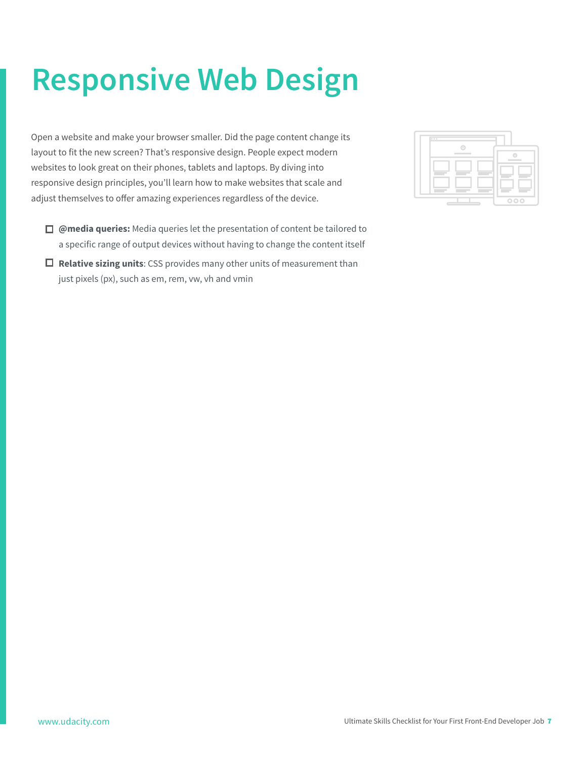# Responsive Web Design

Open a website and make your browser smaller. Did the page content change its layout to fit the new screen? That's responsive design. People expect modern websites to look great on their phones, tablets and laptops. By diving into responsive design principles, you'll learn how to make websites that scale and adjust themselves to offer amazing experiences regardless of the device.

- [ ] **@media queries:** Media queries let the presentation of content be tailored to a specific range of output devices without having to change the content itself
- [ ] **Relative sizing units**: CSS provides many other units of measurement than just pixels (px), such as em, rem, vw, vh and vmin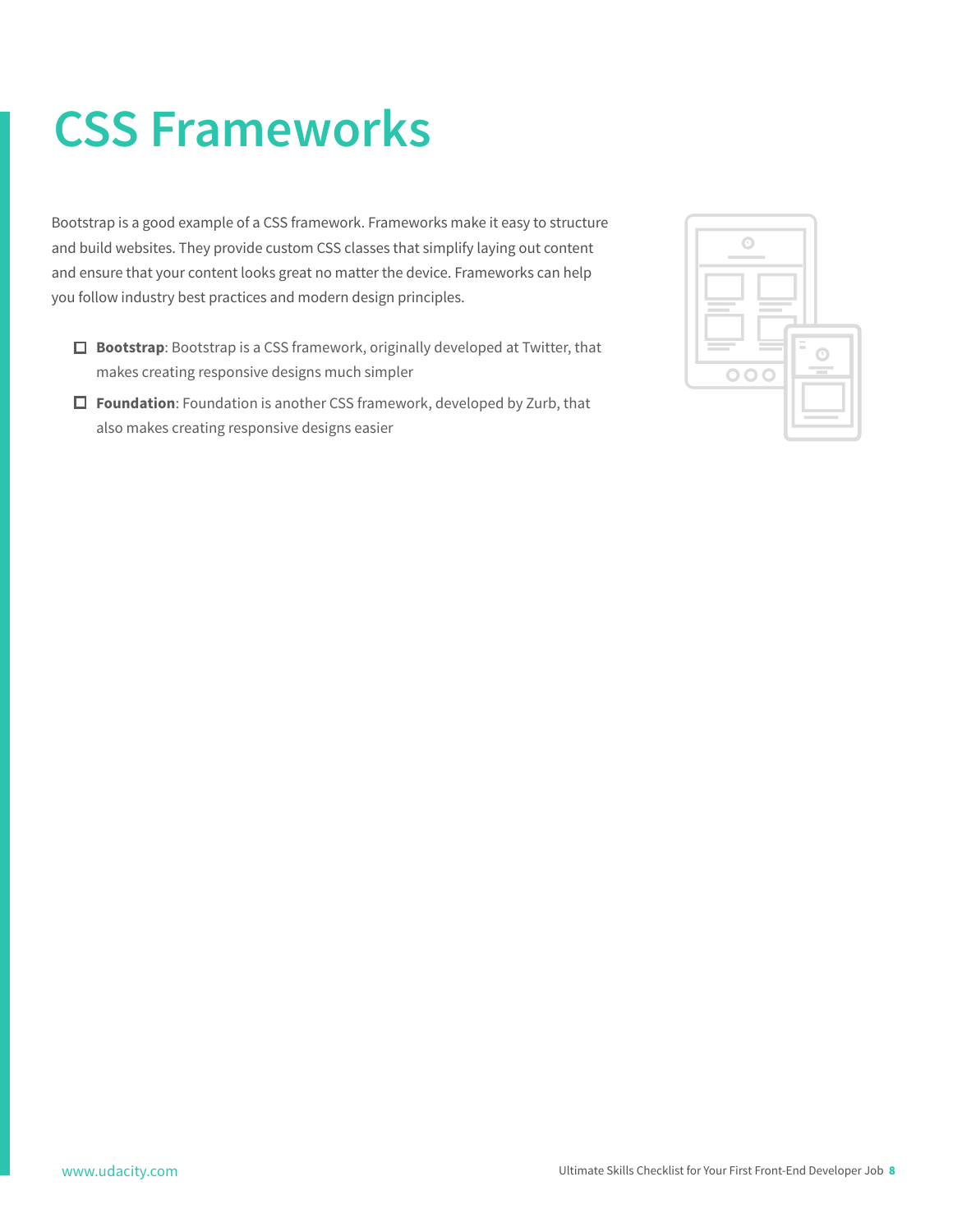# CSS Frameworks

Bootstrap is a good example of a CSS framework. Frameworks make it easy to structure and build websites. They provide custom CSS classes that simplify laying out content and ensure that your content looks great no matter the device. Frameworks can help you follow industry best practices and modern design principles.

- ☐ **Bootstrap**: Bootstrap is a CSS framework, originally developed at Twitter, that makes creating responsive designs much simpler
- ☐ **Foundation**: Foundation is another CSS framework, developed by Zurb, that also makes creating responsive designs easier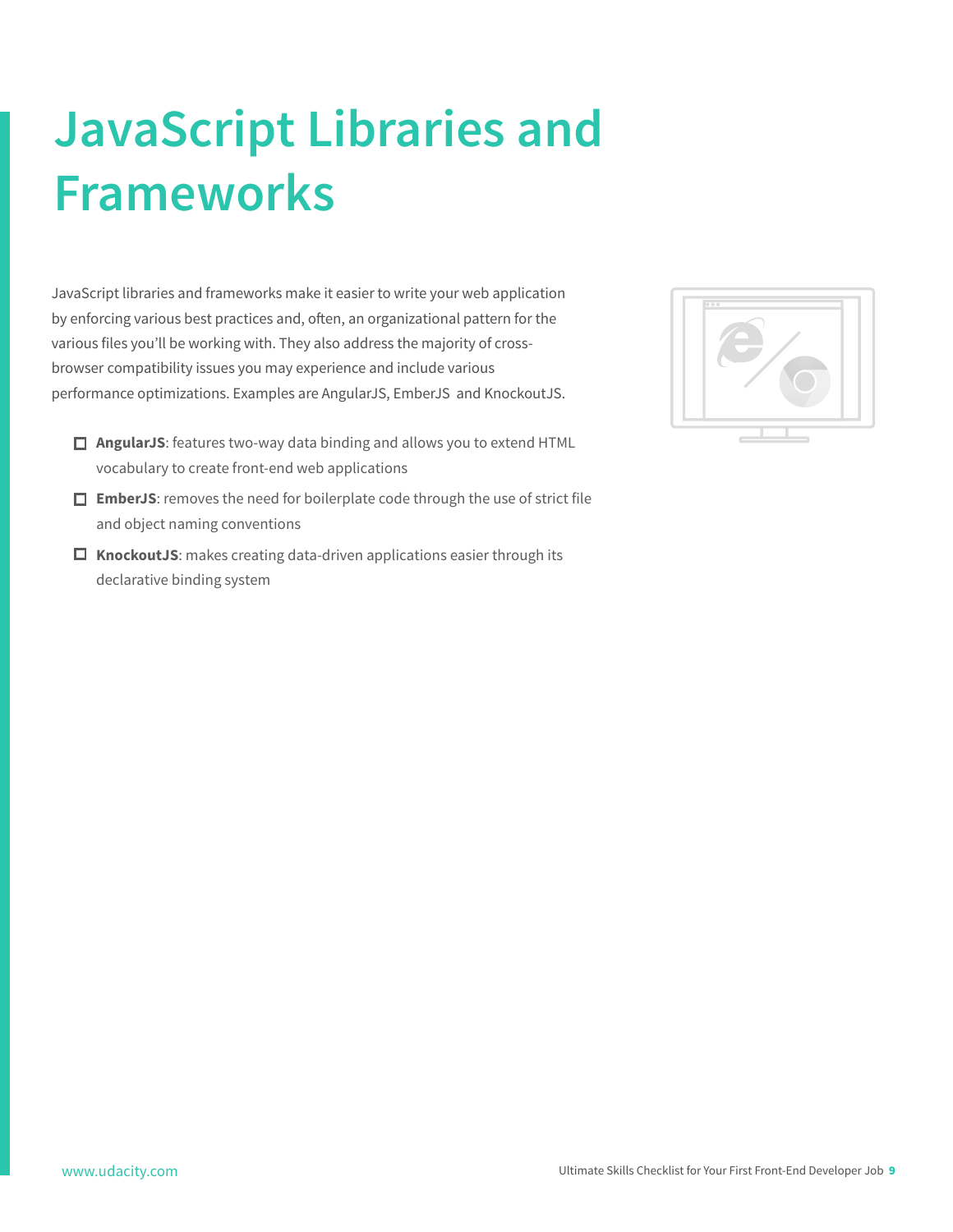# JavaScript Libraries and Frameworks

JavaScript libraries and frameworks make it easier to write your web application by enforcing various best practices and, often, an organizational pattern for the various files you'll be working with. They also address the majority of cross-browser compatibility issues you may experience and include various performance optimizations. Examples are AngularJS, EmberJS and KnockoutJS.

- [ ] **AngularJS**: features two-way data binding and allows you to extend HTML vocabulary to create front-end web applications
- [ ] **EmberJS**: removes the need for boilerplate code through the use of strict file and object naming conventions
- [ ] **KnockoutJS**: makes creating data-driven applications easier through its declarative binding system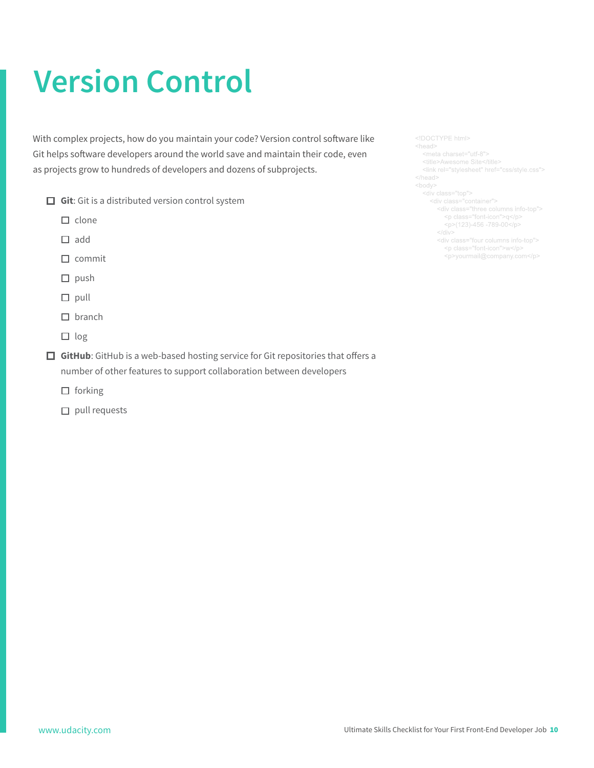# Version Control

With complex projects, how do you maintain your code? Version control software like Git helps software developers around the world save and maintain their code, even as projects grow to hundreds of developers and dozens of subprojects.

```
<!DOCTYPE html>
<head>
  <meta charset="utf-8">
  <title>Awesome Site</title>
  <link rel="stylesheet" href="css/style.css">
</head>
<body>
  <div class="top">
    <div class="container">
      <div class="three columns info-top">
        <p class="font-icon">q</p>
        <p>(123)-456 -789-00</p>
      </div>
      <div class="four columns info-top">
        <p class="font-icon">w</p>
        <p>yourmail@company.com</p>
```

- [ ] **Git**: Git is a distributed version control system
  - [ ] clone
  - [ ] add
  - [ ] commit
  - [ ] push
  - [ ] pull
  - [ ] branch
  - [ ] log
- [ ] **GitHub**: GitHub is a web-based hosting service for Git repositories that offers a number of other features to support collaboration between developers
  - [ ] forking
  - [ ] pull requests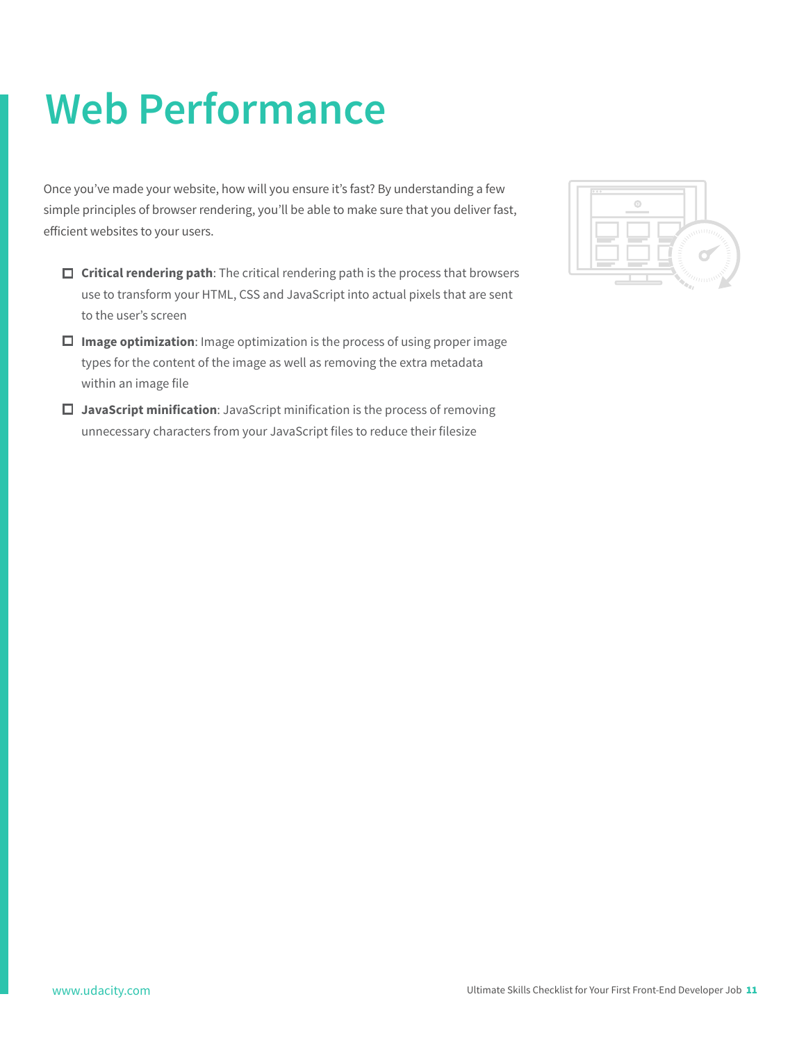# Web Performance

Once you've made your website, how will you ensure it's fast? By understanding a few simple principles of browser rendering, you'll be able to make sure that you deliver fast, efficient websites to your users.

- [ ] **Critical rendering path**: The critical rendering path is the process that browsers use to transform your HTML, CSS and JavaScript into actual pixels that are sent to the user's screen
- [ ] **Image optimization**: Image optimization is the process of using proper image types for the content of the image as well as removing the extra metadata within an image file
- [ ] **JavaScript minification**: JavaScript minification is the process of removing unnecessary characters from your JavaScript files to reduce their filesize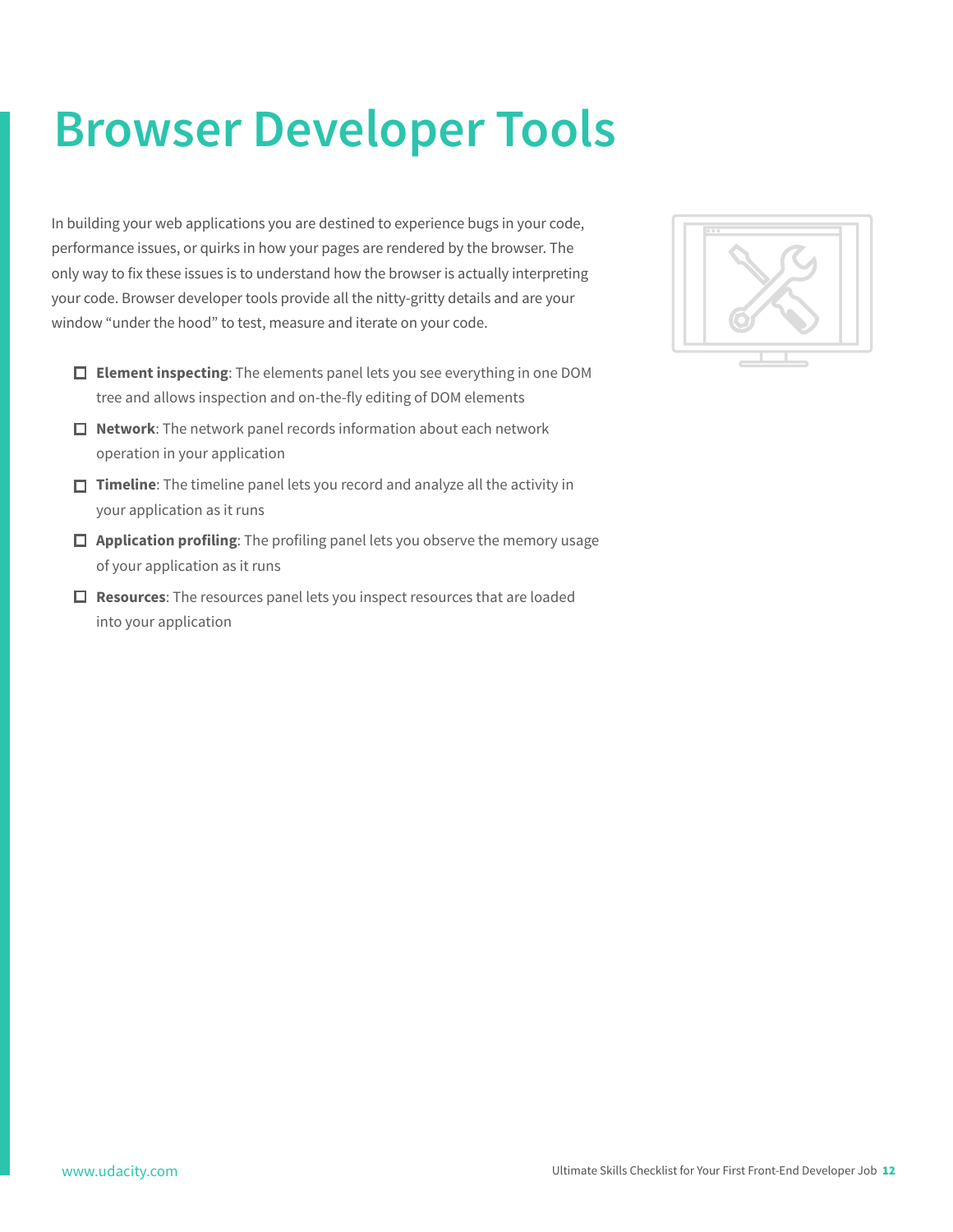# Browser Developer Tools

In building your web applications you are destined to experience bugs in your code, performance issues, or quirks in how your pages are rendered by the browser. The only way to fix these issues is to understand how the browser is actually interpreting your code. Browser developer tools provide all the nitty-gritty details and are your window "under the hood" to test, measure and iterate on your code.

- ☐ **Element inspecting**: The elements panel lets you see everything in one DOM tree and allows inspection and on-the-fly editing of DOM elements
- ☐ **Network**: The network panel records information about each network operation in your application
- ☐ **Timeline**: The timeline panel lets you record and analyze all the activity in your application as it runs
- ☐ **Application profiling**: The profiling panel lets you observe the memory usage of your application as it runs
- ☐ **Resources**: The resources panel lets you inspect resources that are loaded into your application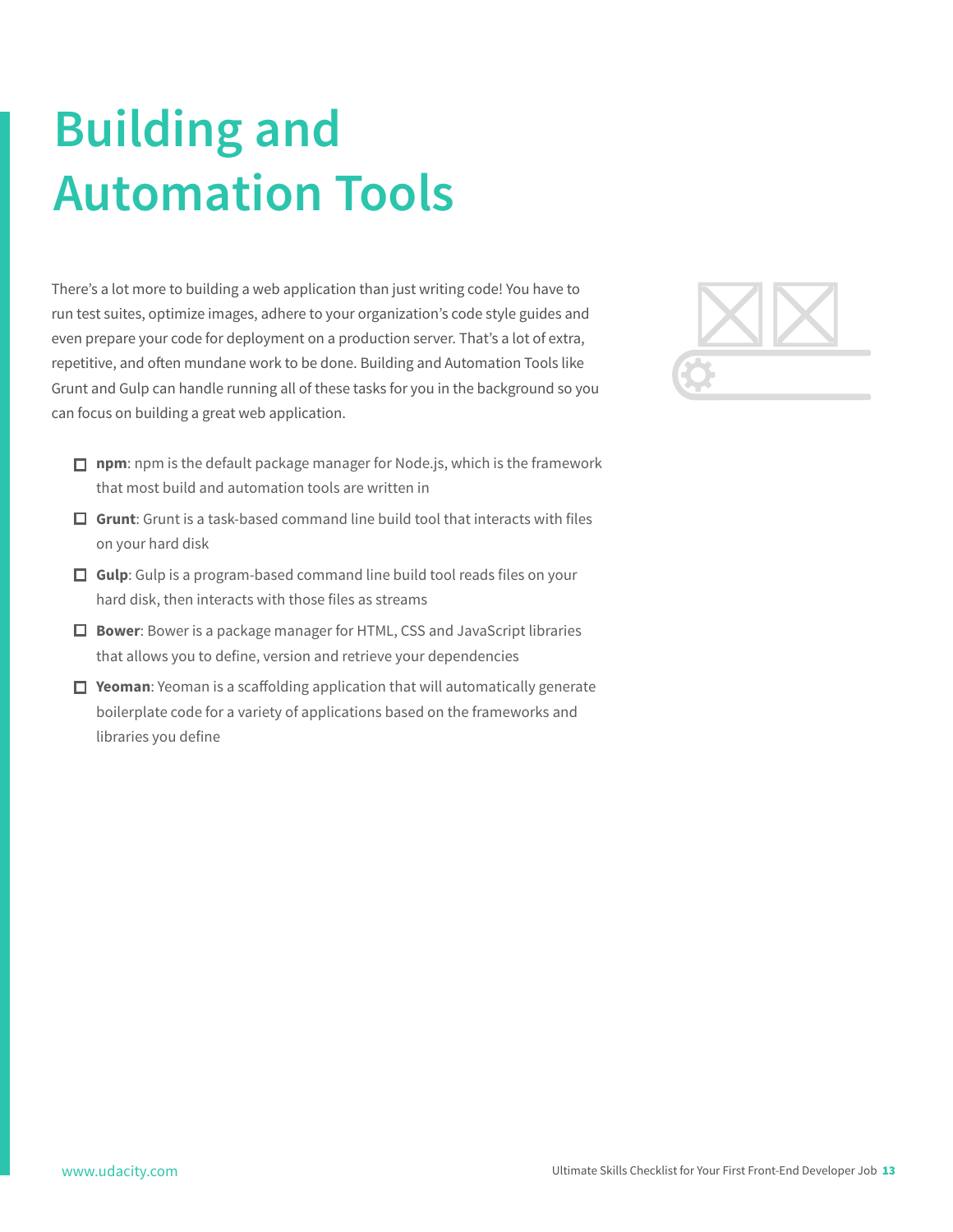# Building and Automation Tools

There's a lot more to building a web application than just writing code! You have to run test suites, optimize images, adhere to your organization's code style guides and even prepare your code for deployment on a production server. That's a lot of extra, repetitive, and often mundane work to be done. Building and Automation Tools like Grunt and Gulp can handle running all of these tasks for you in the background so you can focus on building a great web application.

- [ ] **npm**: npm is the default package manager for Node.js, which is the framework that most build and automation tools are written in
- [ ] **Grunt**: Grunt is a task-based command line build tool that interacts with files on your hard disk
- [ ] **Gulp**: Gulp is a program-based command line build tool reads files on your hard disk, then interacts with those files as streams
- [ ] **Bower**: Bower is a package manager for HTML, CSS and JavaScript libraries that allows you to define, version and retrieve your dependencies
- [ ] **Yeoman**: Yeoman is a scaffolding application that will automatically generate boilerplate code for a variety of applications based on the frameworks and libraries you define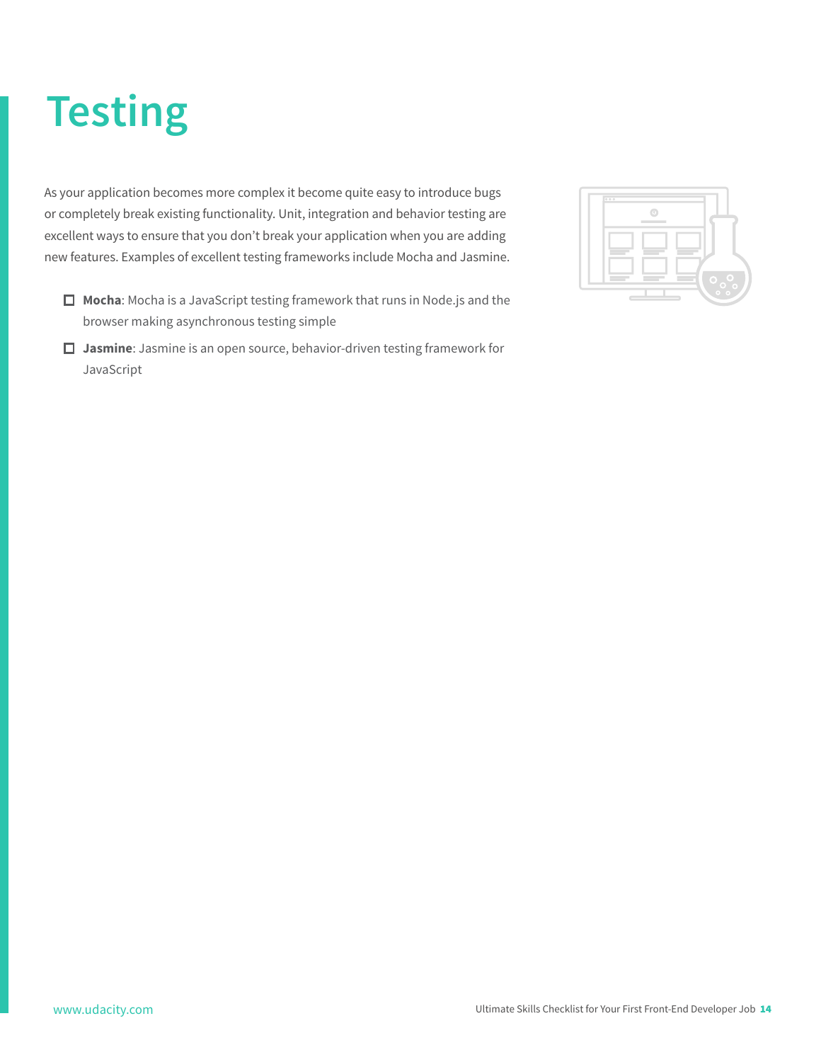# Testing

As your application becomes more complex it become quite easy to introduce bugs or completely break existing functionality. Unit, integration and behavior testing are excellent ways to ensure that you don't break your application when you are adding new features. Examples of excellent testing frameworks include Mocha and Jasmine.

- [ ] **Mocha**: Mocha is a JavaScript testing framework that runs in Node.js and the browser making asynchronous testing simple
- [ ] **Jasmine**: Jasmine is an open source, behavior-driven testing framework for JavaScript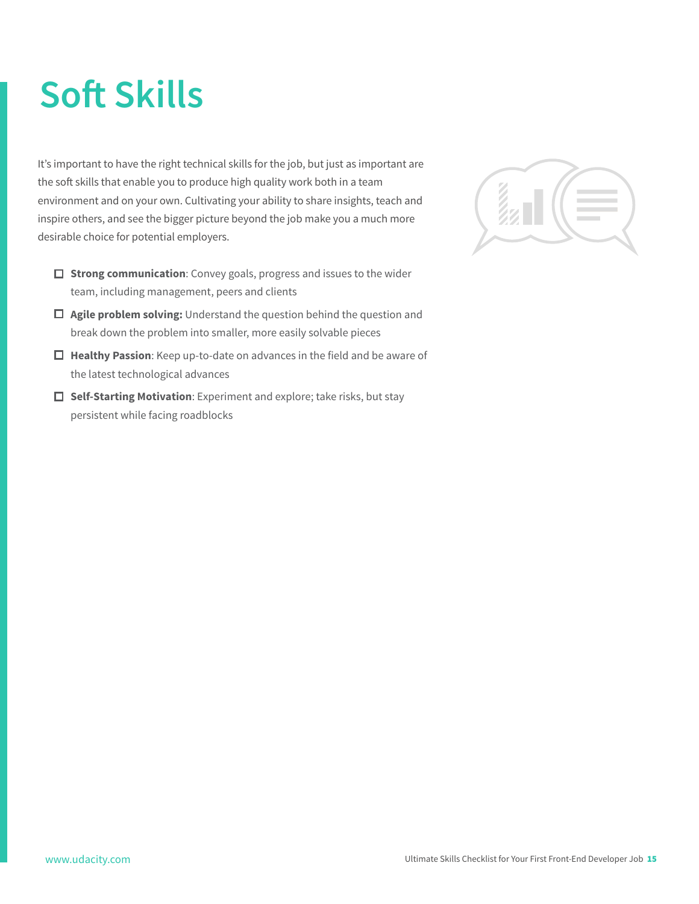# Soft Skills

It's important to have the right technical skills for the job, but just as important are the soft skills that enable you to produce high quality work both in a team environment and on your own. Cultivating your ability to share insights, teach and inspire others, and see the bigger picture beyond the job make you a much more desirable choice for potential employers.

- ☐ **Strong communication**: Convey goals, progress and issues to the wider team, including management, peers and clients
- ☐ **Agile problem solving:** Understand the question behind the question and break down the problem into smaller, more easily solvable pieces
- ☐ **Healthy Passion**: Keep up-to-date on advances in the field and be aware of the latest technological advances
- ☐ **Self-Starting Motivation**: Experiment and explore; take risks, but stay persistent while facing roadblocks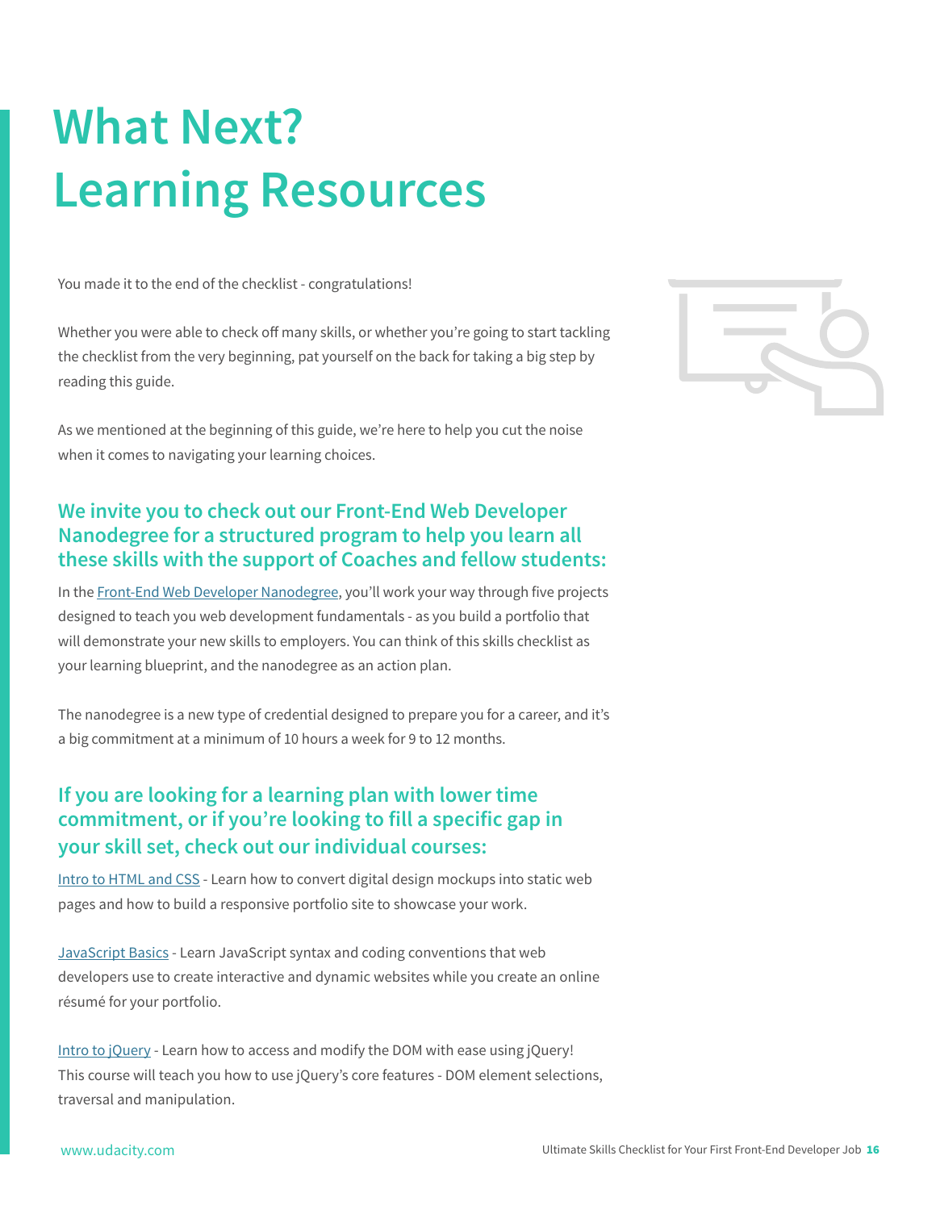# What Next? Learning Resources

You made it to the end of the checklist - congratulations!

Whether you were able to check off many skills, or whether you're going to start tackling the checklist from the very beginning, pat yourself on the back for taking a big step by reading this guide.

As we mentioned at the beginning of this guide, we're here to help you cut the noise when it comes to navigating your learning choices.

### We invite you to check out our Front-End Web Developer Nanodegree for a structured program to help you learn all these skills with the support of Coaches and fellow students:

In the Front-End Web Developer Nanodegree, you'll work your way through five projects designed to teach you web development fundamentals - as you build a portfolio that will demonstrate your new skills to employers. You can think of this skills checklist as your learning blueprint, and the nanodegree as an action plan.

The nanodegree is a new type of credential designed to prepare you for a career, and it's a big commitment at a minimum of 10 hours a week for 9 to 12 months.

### If you are looking for a learning plan with lower time commitment, or if you're looking to fill a specific gap in your skill set, check out our individual courses:

Intro to HTML and CSS - Learn how to convert digital design mockups into static web pages and how to build a responsive portfolio site to showcase your work.

JavaScript Basics - Learn JavaScript syntax and coding conventions that web developers use to create interactive and dynamic websites while you create an online résumé for your portfolio.

Intro to jQuery - Learn how to access and modify the DOM with ease using jQuery! This course will teach you how to use jQuery's core features - DOM element selections, traversal and manipulation.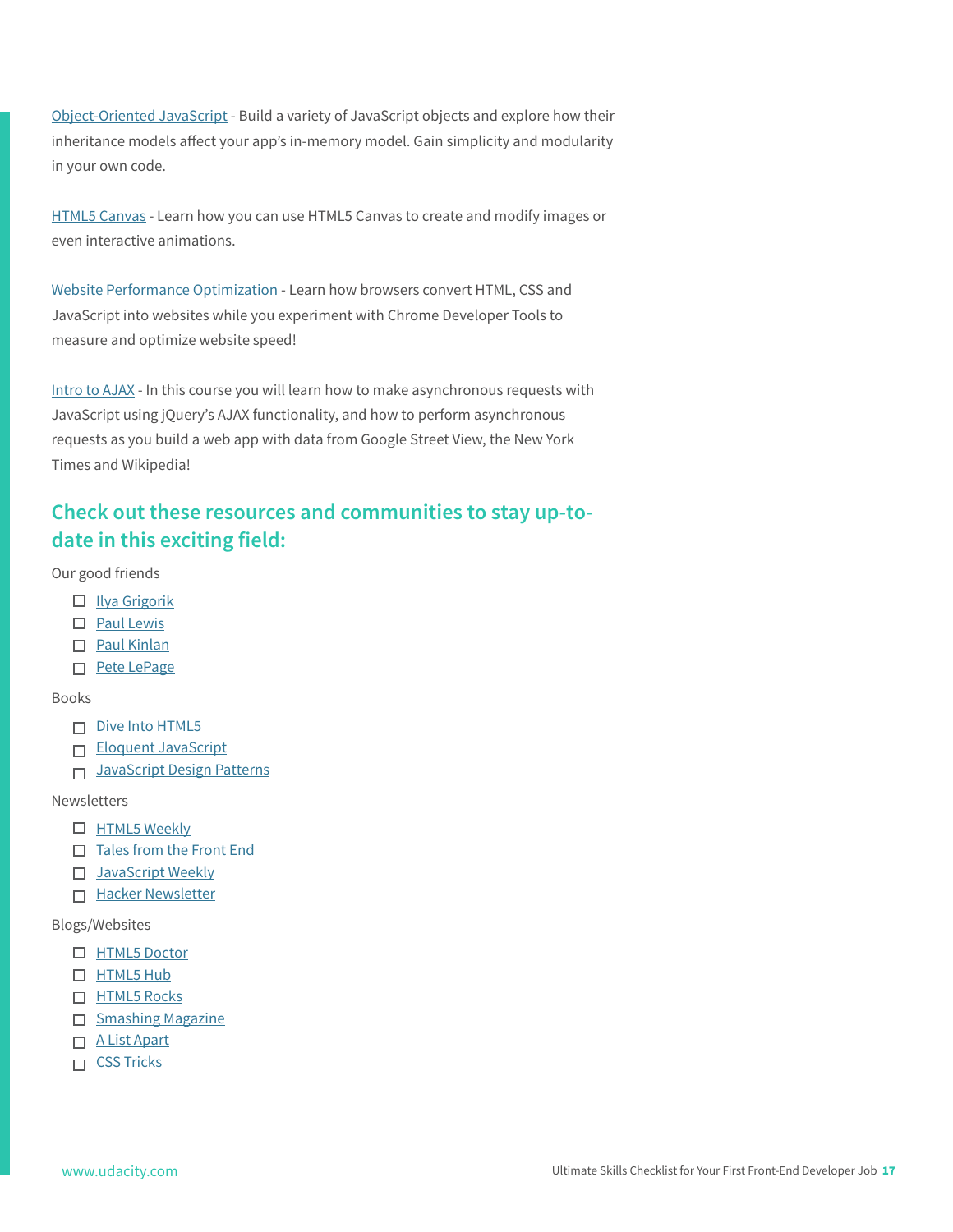Object-Oriented JavaScript - Build a variety of JavaScript objects and explore how their inheritance models affect your app's in-memory model. Gain simplicity and modularity in your own code.

HTML5 Canvas - Learn how you can use HTML5 Canvas to create and modify images or even interactive animations.

Website Performance Optimization - Learn how browsers convert HTML, CSS and JavaScript into websites while you experiment with Chrome Developer Tools to measure and optimize website speed!

Intro to AJAX - In this course you will learn how to make asynchronous requests with JavaScript using jQuery's AJAX functionality, and how to perform asynchronous requests as you build a web app with data from Google Street View, the New York Times and Wikipedia!

## Check out these resources and communities to stay up-to-date in this exciting field:

Our good friends

- [ ] Ilya Grigorik
- [ ] Paul Lewis
- [ ] Paul Kinlan
- [ ] Pete LePage

Books

- [ ] Dive Into HTML5
- [ ] Eloquent JavaScript
- [ ] JavaScript Design Patterns

Newsletters

- [ ] HTML5 Weekly
- [ ] Tales from the Front End
- [ ] JavaScript Weekly
- [ ] Hacker Newsletter

Blogs/Websites

- [ ] HTML5 Doctor
- [ ] HTML5 Hub
- [ ] HTML5 Rocks
- [ ] Smashing Magazine
- [ ] A List Apart
- [ ] CSS Tricks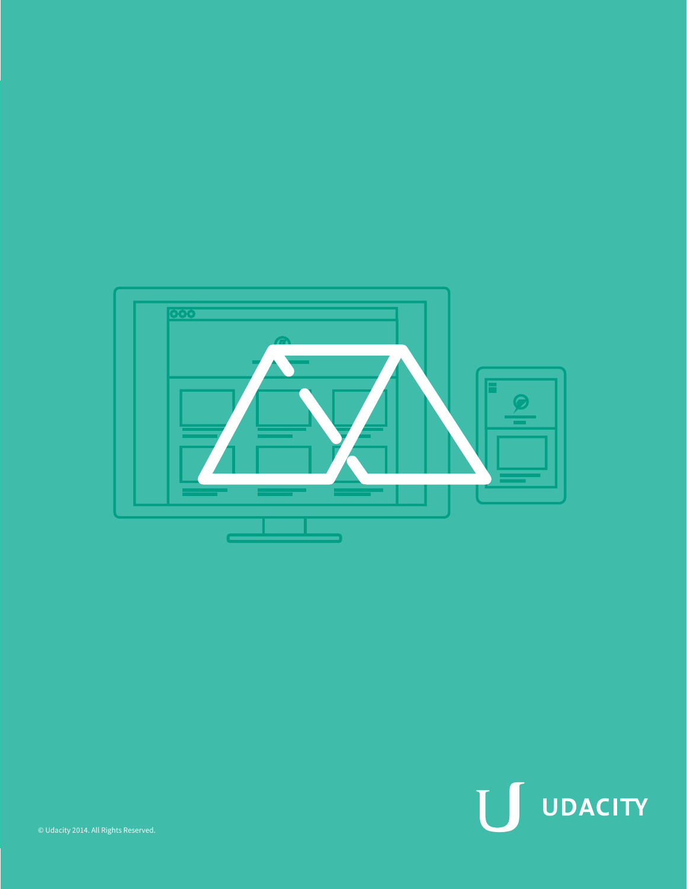UDACITY

© Udacity 2014. All Rights Reserved.